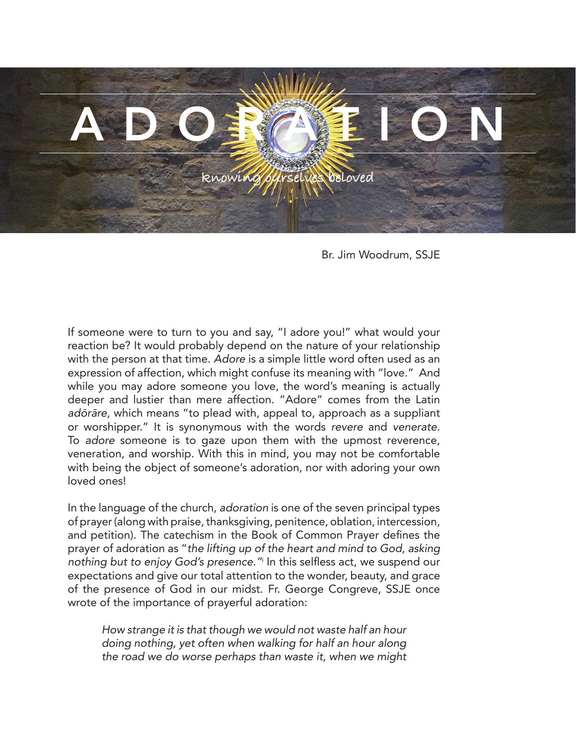# ADORATION

knowing ourselves beloved

Br. Jim Woodrum, SSJE

If someone were to turn to you and say, "I adore you!" what would your reaction be? It would probably depend on the nature of your relationship with the person at that time. *Adore* is a simple little word often used as an expression of affection, which might confuse its meaning with "love." And while you may adore someone you love, the word's meaning is actually deeper and lustier than mere affection. "Adore" comes from the Latin *adōrāre*, which means "to plead with, appeal to, approach as a suppliant or worshipper." It is synonymous with the words *revere* and *venerate*. To *adore* someone is to gaze upon them with the upmost reverence, veneration, and worship. With this in mind, you may not be comfortable with being the object of someone's adoration, nor with adoring your own loved ones!

In the language of the church, *adoration* is one of the seven principal types of prayer (along with praise, thanksgiving, penitence, oblation, intercession, and petition). The catechism in the Book of Common Prayer defines the prayer of adoration as "*the lifting up of the heart and mind to God, asking nothing but to enjoy God's presence.*"[i] In this selfless act, we suspend our expectations and give our total attention to the wonder, beauty, and grace of the presence of God in our midst. Fr. George Congreve, SSJE once wrote of the importance of prayerful adoration:

> *How strange it is that though we would not waste half an hour doing nothing, yet often when walking for half an hour along the road we do worse perhaps than waste it, when we might*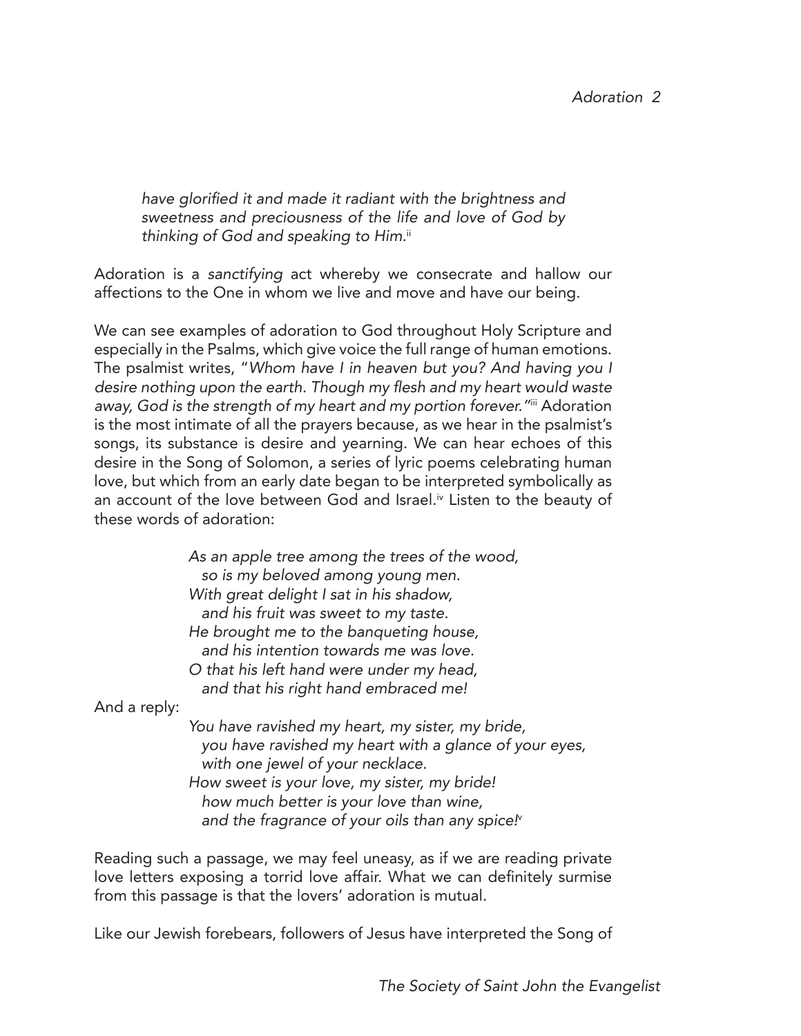> *have glorified it and made it radiant with the brightness and sweetness and preciousness of the life and love of God by thinking of God and speaking to Him.*[ii]

Adoration is a *sanctifying* act whereby we consecrate and hallow our affections to the One in whom we live and move and have our being.

We can see examples of adoration to God throughout Holy Scripture and especially in the Psalms, which give voice the full range of human emotions. The psalmist writes, "*Whom have I in heaven but you? And having you I desire nothing upon the earth. Though my flesh and my heart would waste away, God is the strength of my heart and my portion forever.*"[iii] Adoration is the most intimate of all the prayers because, as we hear in the psalmist's songs, its substance is desire and yearning. We can hear echoes of this desire in the Song of Solomon, a series of lyric poems celebrating human love, but which from an early date began to be interpreted symbolically as an account of the love between God and Israel.[iv] Listen to the beauty of these words of adoration:

> *As an apple tree among the trees of the wood,*
> *so is my beloved among young men.*
> *With great delight I sat in his shadow,*
> *and his fruit was sweet to my taste.*
> *He brought me to the banqueting house,*
> *and his intention towards me was love.*
> *O that his left hand were under my head,*
> *and that his right hand embraced me!*

And a reply:

> *You have ravished my heart, my sister, my bride,*
> *you have ravished my heart with a glance of your eyes,*
> *with one jewel of your necklace.*
> *How sweet is your love, my sister, my bride!*
> *how much better is your love than wine,*
> *and the fragrance of your oils than any spice!*[v]

Reading such a passage, we may feel uneasy, as if we are reading private love letters exposing a torrid love affair. What we can definitely surmise from this passage is that the lovers' adoration is mutual.

Like our Jewish forebears, followers of Jesus have interpreted the Song of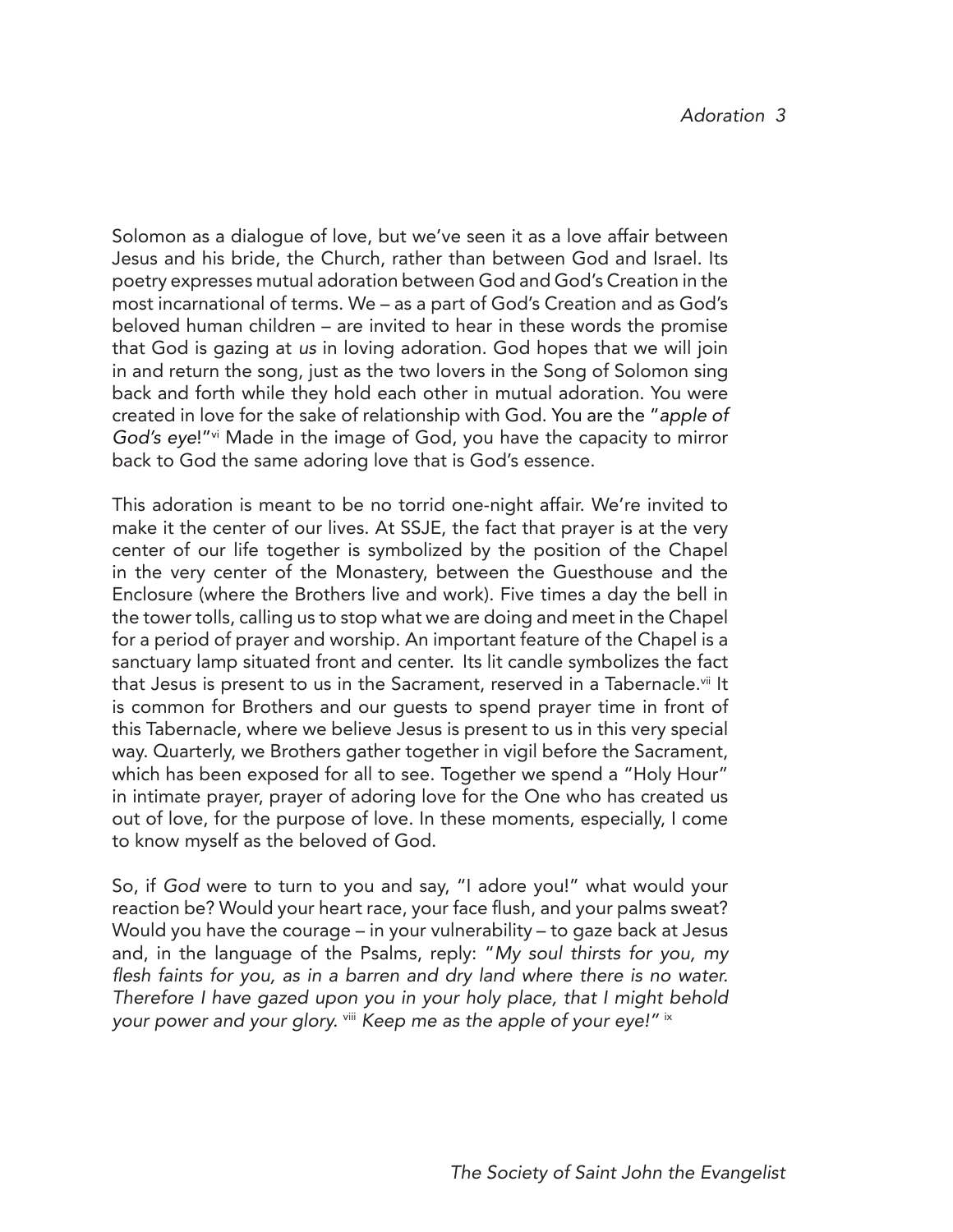Solomon as a dialogue of love, but we've seen it as a love affair between Jesus and his bride, the Church, rather than between God and Israel. Its poetry expresses mutual adoration between God and God's Creation in the most incarnational of terms. We – as a part of God's Creation and as God's beloved human children – are invited to hear in these words the promise that God is gazing at *us* in loving adoration. God hopes that we will join in and return the song, just as the two lovers in the Song of Solomon sing back and forth while they hold each other in mutual adoration. You were created in love for the sake of relationship with God. You are the "*apple of God's eye*!"[vi] Made in the image of God, you have the capacity to mirror back to God the same adoring love that is God's essence.

This adoration is meant to be no torrid one-night affair. We're invited to make it the center of our lives. At SSJE, the fact that prayer is at the very center of our life together is symbolized by the position of the Chapel in the very center of the Monastery, between the Guesthouse and the Enclosure (where the Brothers live and work). Five times a day the bell in the tower tolls, calling us to stop what we are doing and meet in the Chapel for a period of prayer and worship. An important feature of the Chapel is a sanctuary lamp situated front and center. Its lit candle symbolizes the fact that Jesus is present to us in the Sacrament, reserved in a Tabernacle.[vii] It is common for Brothers and our guests to spend prayer time in front of this Tabernacle, where we believe Jesus is present to us in this very special way. Quarterly, we Brothers gather together in vigil before the Sacrament, which has been exposed for all to see. Together we spend a "Holy Hour" in intimate prayer, prayer of adoring love for the One who has created us out of love, for the purpose of love. In these moments, especially, I come to know myself as the beloved of God.

So, if *God* were to turn to you and say, "I adore you!" what would your reaction be? Would your heart race, your face flush, and your palms sweat? Would you have the courage – in your vulnerability – to gaze back at Jesus and, in the language of the Psalms, reply: "*My soul thirsts for you, my flesh faints for you, as in a barren and dry land where there is no water. Therefore I have gazed upon you in your holy place, that I might behold your power and your glory.*[viii] *Keep me as the apple of your eye!*"[ix]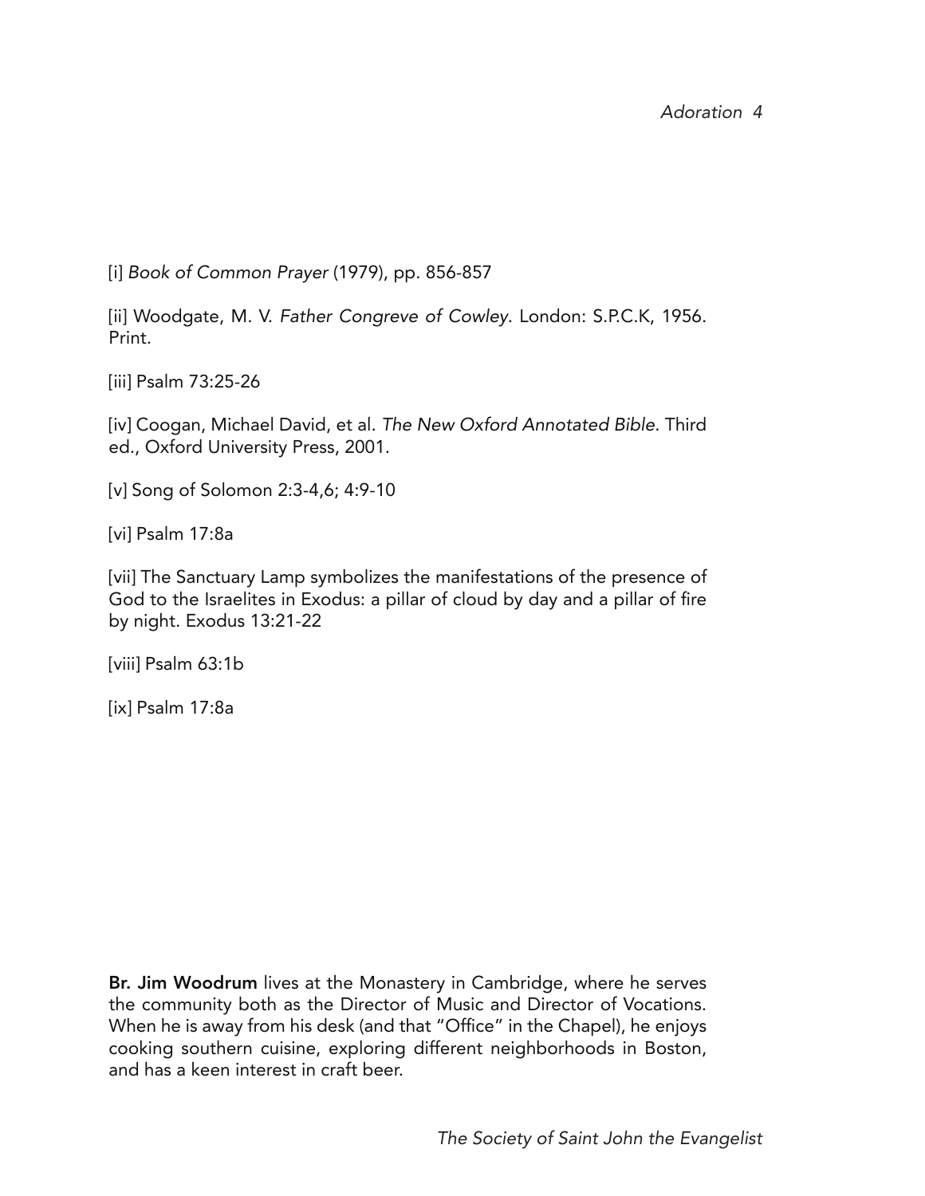[i] *Book of Common Prayer* (1979), pp. 856-857

[ii] Woodgate, M. V. *Father Congreve of Cowley*. London: S.P.C.K, 1956. Print.

[iii] Psalm 73:25-26

[iv] Coogan, Michael David, et al. *The New Oxford Annotated Bible*. Third ed., Oxford University Press, 2001.

[v] Song of Solomon 2:3-4,6; 4:9-10

[vi] Psalm 17:8a

[vii] The Sanctuary Lamp symbolizes the manifestations of the presence of God to the Israelites in Exodus: a pillar of cloud by day and a pillar of fire by night. Exodus 13:21-22

[viii] Psalm 63:1b

[ix] Psalm 17:8a

**Br. Jim Woodrum** lives at the Monastery in Cambridge, where he serves the community both as the Director of Music and Director of Vocations. When he is away from his desk (and that "Office" in the Chapel), he enjoys cooking southern cuisine, exploring different neighborhoods in Boston, and has a keen interest in craft beer.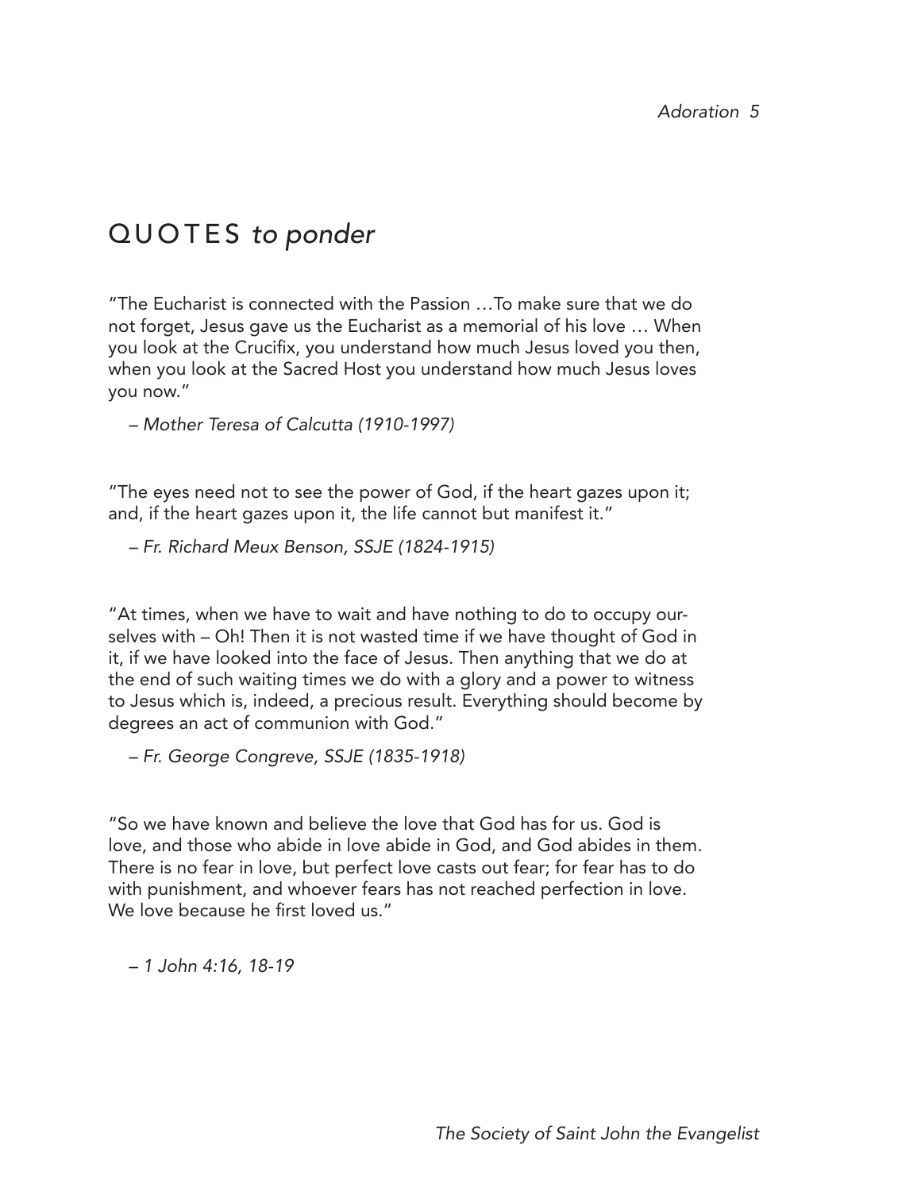## QUOTES *to ponder*

"The Eucharist is connected with the Passion …To make sure that we do not forget, Jesus gave us the Eucharist as a memorial of his love … When you look at the Crucifix, you understand how much Jesus loved you then, when you look at the Sacred Host you understand how much Jesus loves you now."

*– Mother Teresa of Calcutta (1910-1997)*

"The eyes need not to see the power of God, if the heart gazes upon it; and, if the heart gazes upon it, the life cannot but manifest it."

*– Fr. Richard Meux Benson, SSJE (1824-1915)*

"At times, when we have to wait and have nothing to do to occupy ourselves with – Oh! Then it is not wasted time if we have thought of God in it, if we have looked into the face of Jesus. Then anything that we do at the end of such waiting times we do with a glory and a power to witness to Jesus which is, indeed, a precious result. Everything should become by degrees an act of communion with God."

*– Fr. George Congreve, SSJE (1835-1918)*

"So we have known and believe the love that God has for us. God is love, and those who abide in love abide in God, and God abides in them. There is no fear in love, but perfect love casts out fear; for fear has to do with punishment, and whoever fears has not reached perfection in love. We love because he first loved us."

*– 1 John 4:16, 18-19*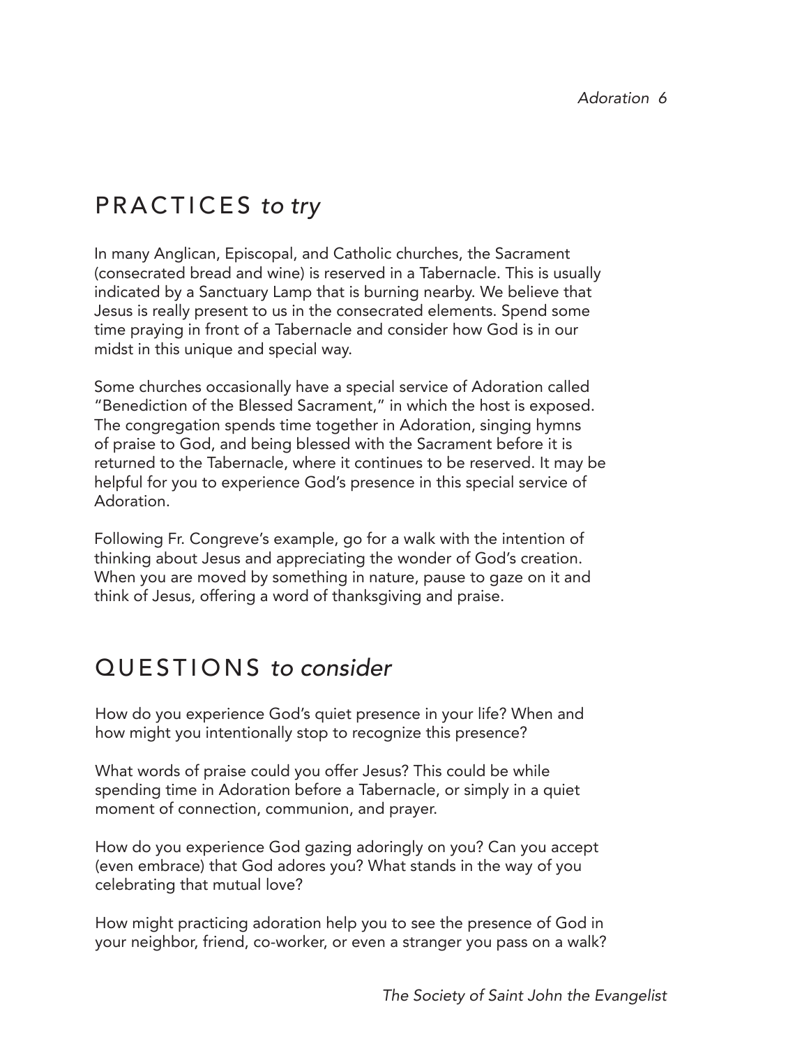## PRACTICES *to try*

In many Anglican, Episcopal, and Catholic churches, the Sacrament (consecrated bread and wine) is reserved in a Tabernacle. This is usually indicated by a Sanctuary Lamp that is burning nearby. We believe that Jesus is really present to us in the consecrated elements. Spend some time praying in front of a Tabernacle and consider how God is in our midst in this unique and special way.

Some churches occasionally have a special service of Adoration called "Benediction of the Blessed Sacrament," in which the host is exposed. The congregation spends time together in Adoration, singing hymns of praise to God, and being blessed with the Sacrament before it is returned to the Tabernacle, where it continues to be reserved. It may be helpful for you to experience God's presence in this special service of Adoration.

Following Fr. Congreve's example, go for a walk with the intention of thinking about Jesus and appreciating the wonder of God's creation. When you are moved by something in nature, pause to gaze on it and think of Jesus, offering a word of thanksgiving and praise.

## QUESTIONS *to consider*

How do you experience God's quiet presence in your life? When and how might you intentionally stop to recognize this presence?

What words of praise could you offer Jesus? This could be while spending time in Adoration before a Tabernacle, or simply in a quiet moment of connection, communion, and prayer.

How do you experience God gazing adoringly on you? Can you accept (even embrace) that God adores you? What stands in the way of you celebrating that mutual love?

How might practicing adoration help you to see the presence of God in your neighbor, friend, co-worker, or even a stranger you pass on a walk?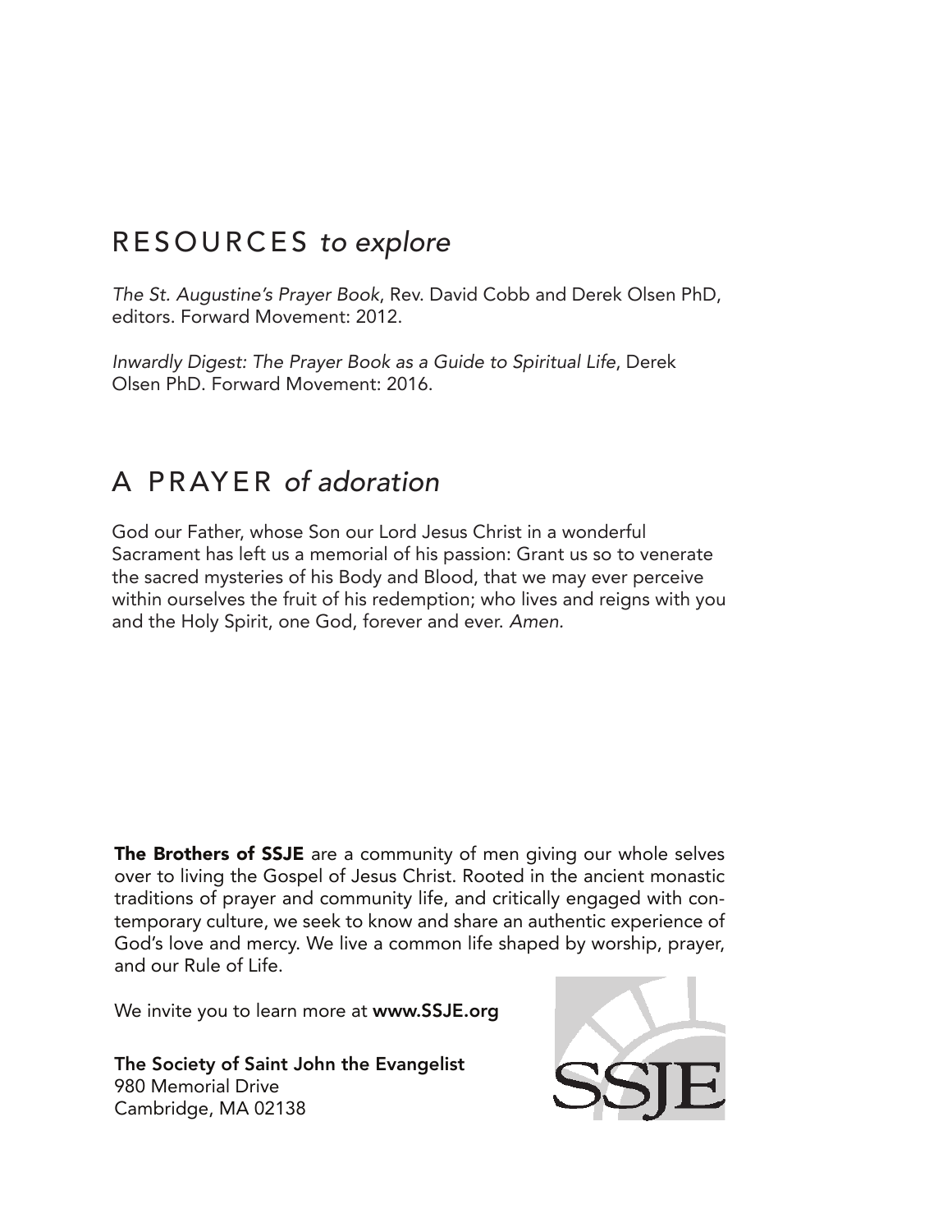## RESOURCES *to explore*

*The St. Augustine's Prayer Book*, Rev. David Cobb and Derek Olsen PhD, editors. Forward Movement: 2012.

*Inwardly Digest: The Prayer Book as a Guide to Spiritual Life*, Derek Olsen PhD. Forward Movement: 2016.

## A PRAYER *of adoration*

God our Father, whose Son our Lord Jesus Christ in a wonderful Sacrament has left us a memorial of his passion: Grant us so to venerate the sacred mysteries of his Body and Blood, that we may ever perceive within ourselves the fruit of his redemption; who lives and reigns with you and the Holy Spirit, one God, forever and ever. *Amen.*

**The Brothers of SSJE** are a community of men giving our whole selves over to living the Gospel of Jesus Christ. Rooted in the ancient monastic traditions of prayer and community life, and critically engaged with contemporary culture, we seek to know and share an authentic experience of God's love and mercy. We live a common life shaped by worship, prayer, and our Rule of Life.

We invite you to learn more at **www.SSJE.org**

**The Society of Saint John the Evangelist**
980 Memorial Drive
Cambridge, MA 02138

SSJE